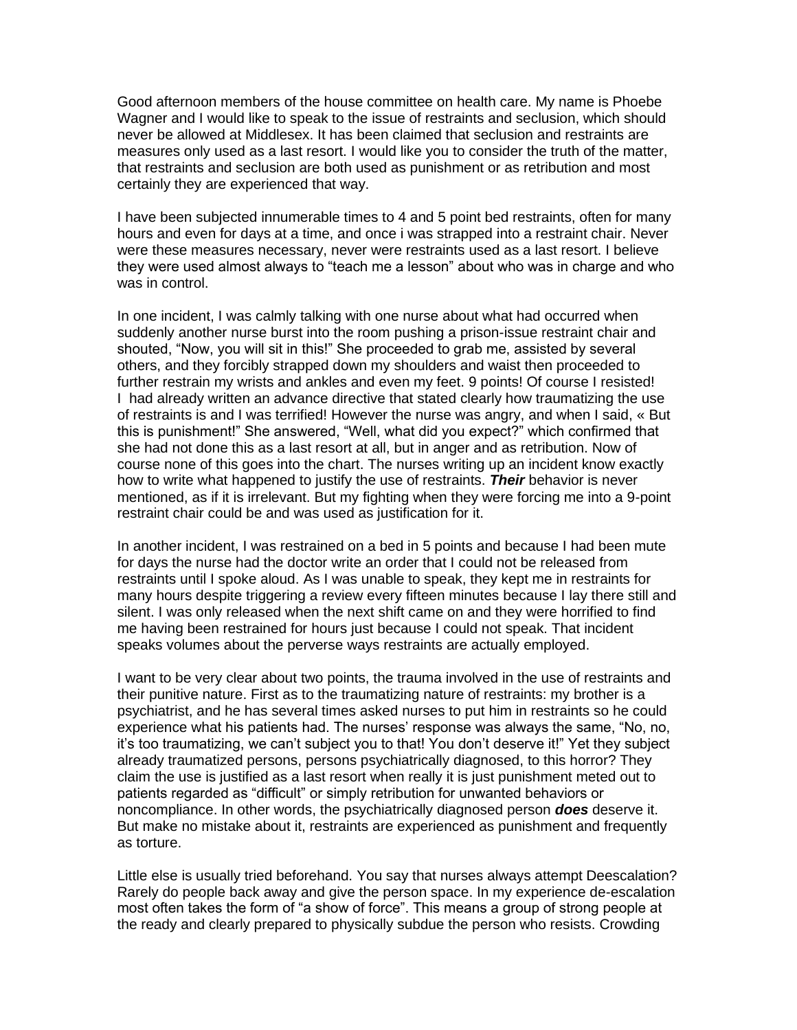Good afternoon members of the house committee on health care. My name is Phoebe Wagner and I would like to speak to the issue of restraints and seclusion, which should never be allowed at Middlesex. It has been claimed that seclusion and restraints are measures only used as a last resort. I would like you to consider the truth of the matter, that restraints and seclusion are both used as punishment or as retribution and most certainly they are experienced that way.

I have been subjected innumerable times to 4 and 5 point bed restraints, often for many hours and even for days at a time, and once i was strapped into a restraint chair. Never were these measures necessary, never were restraints used as a last resort. I believe they were used almost always to “teach me a lesson” about who was in charge and who was in control.

In one incident, I was calmly talking with one nurse about what had occurred when suddenly another nurse burst into the room pushing a prison-issue restraint chair and shouted, “Now, you will sit in this!” She proceeded to grab me, assisted by several others, and they forcibly strapped down my shoulders and waist then proceeded to further restrain my wrists and ankles and even my feet. 9 points! Of course I resisted! I had already written an advance directive that stated clearly how traumatizing the use of restraints is and I was terrified! However the nurse was angry, and when I said, « But this is punishment!” She answered, “Well, what did you expect?” which confirmed that she had not done this as a last resort at all, but in anger and as retribution. Now of course none of this goes into the chart. The nurses writing up an incident know exactly how to write what happened to justify the use of restraints. ***Their*** behavior is never mentioned, as if it is irrelevant. But my fighting when they were forcing me into a 9-point restraint chair could be and was used as justification for it.

In another incident, I was restrained on a bed in 5 points and because I had been mute for days the nurse had the doctor write an order that I could not be released from restraints until I spoke aloud. As I was unable to speak, they kept me in restraints for many hours despite triggering a review every fifteen minutes because I lay there still and silent. I was only released when the next shift came on and they were horrified to find me having been restrained for hours just because I could not speak. That incident speaks volumes about the perverse ways restraints are actually employed.

I want to be very clear about two points, the trauma involved in the use of restraints and their punitive nature. First as to the traumatizing nature of restraints: my brother is a psychiatrist, and he has several times asked nurses to put him in restraints so he could experience what his patients had. The nurses’ response was always the same, “No, no, it’s too traumatizing, we can’t subject you to that! You don’t deserve it!” Yet they subject already traumatized persons, persons psychiatrically diagnosed, to this horror? They claim the use is justified as a last resort when really it is just punishment meted out to patients regarded as “difficult” or simply retribution for unwanted behaviors or noncompliance. In other words, the psychiatrically diagnosed person ***does*** deserve it. But make no mistake about it, restraints are experienced as punishment and frequently as torture.

Little else is usually tried beforehand. You say that nurses always attempt Deescalation? Rarely do people back away and give the person space. In my experience de-escalation most often takes the form of “a show of force”. This means a group of strong people at the ready and clearly prepared to physically subdue the person who resists. Crowding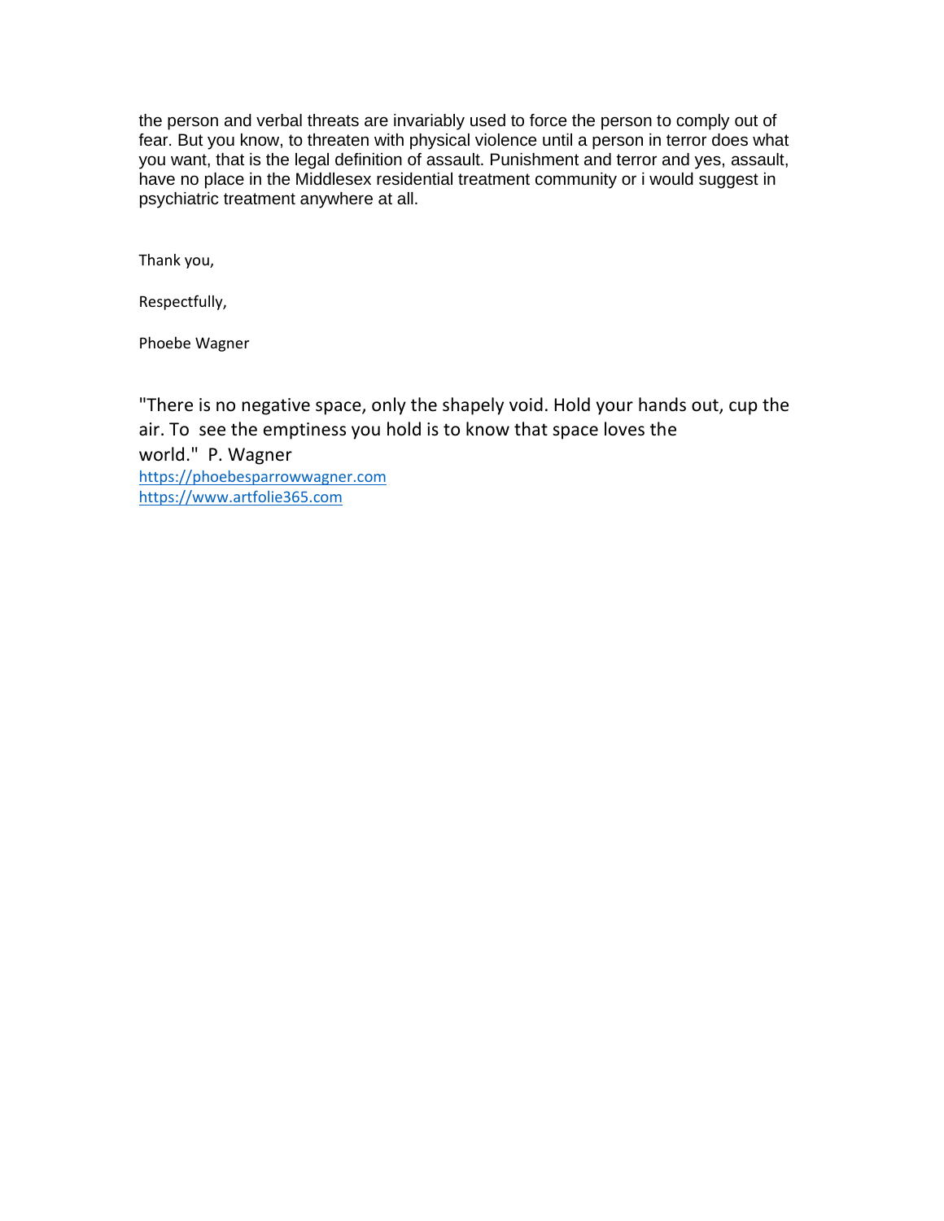the person and verbal threats are invariably used to force the person to comply out of fear. But you know, to threaten with physical violence until a person in terror does what you want, that is the legal definition of assault. Punishment and terror and yes, assault, have no place in the Middlesex residential treatment community or i would suggest in psychiatric treatment anywhere at all.

Thank you,

Respectfully,

Phoebe Wagner

"There is no negative space, only the shapely void. Hold your hands out, cup the air. To see the emptiness you hold is to know that space loves the world." P. Wagner

https://phoebesparrowwagner.com

https://www.artfolie365.com